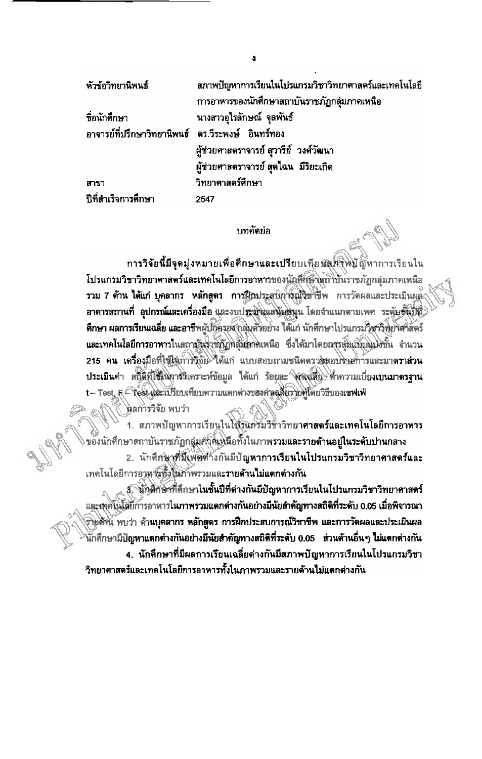| | |
|---|---|
| หัวข้อวิทยานิพนธ์ | สภาพปัญหาการเรียนในโปรแกรมวิชาวิทยาศาสตร์และเทคโนโลยีการอาหารของนักศึกษาสถาบันราชภัฏกลุ่มภาคเหนือ |
| ชื่อนักศึกษา | นางสาวอุไรลักษณ์ จุลพันธ์ |
| อาจารย์ที่ปรึกษาวิทยานิพนธ์ | ดร.วีระพงษ์ อินทร์ทอง |
| | ผู้ช่วยศาสตราจารย์ สุวารีย์ วงศ์วัฒนา |
| | ผู้ช่วยศาสตราจารย์ สุดไฉน มีริยะเกิด |
| สาขา | วิทยาศาสตร์ศึกษา |
| ปีที่สำเร็จการศึกษา | 2547 |

## บทคัดย่อ

การวิจัยนี้มีจุดมุ่งหมายเพื่อศึกษาและเปรียบเทียบสภาพปัญหาการเรียนในโปรแกรมวิชาวิทยาศาสตร์และเทคโนโลยีการอาหารของนักศึกษาสถาบันราชภัฏกลุ่มภาคเหนือ รวม 7 ด้าน ได้แก่ บุคลากร หลักสูตร การฝึกประสบการณ์วิชาชีพ การวัดผลและประเมินผล อาคารสถานที่ อุปกรณ์และเครื่องมือ และงบประมาณสนับสนุน โดยจำแนกตามเพศ ระดับชั้นปีที่ศึกษา ผลการเรียนเฉลี่ย และอาชีพผู้ปกครอง กลุ่มตัวอย่าง ได้แก่ นักศึกษาโปรแกรมวิชาวิทยาศาสตร์และเทคโนโลยีการอาหารในสถาบันราชภัฏกลุ่มภาคเหนือ ซึ่งได้มาโดยการสุ่มแบบแบ่งชั้น จำนวน 215 คน เครื่องมือที่ใช้ในการวิจัย ได้แก่ แบบสอบถามชนิดตรวจสอบรายการและมาตราส่วนประเมินค่า สถิติที่ใช้ในการวิเคราะห์ข้อมูล ได้แก่ ร้อยละ ค่าเฉลี่ย ค่าความเบี่ยงเบนมาตรฐาน t – Test, F – Test และเปรียบเทียบความแตกต่างของค่าเฉลี่ยรายคู่โดยวิธีของเชฟเฟ่

ผลการวิจัย พบว่า

1. สภาพปัญหาการเรียนในโปรแกรมวิชาวิทยาศาสตร์และเทคโนโลยีการอาหารของนักศึกษาสถาบันราชภัฏกลุ่มภาคเหนือทั้งในภาพรวมและรายด้านอยู่ในระดับปานกลาง
2. นักศึกษาที่มีเพศต่างกันมีปัญหาการเรียนในโปรแกรมวิชาวิทยาศาสตร์และเทคโนโลยีการอาหารทั้งในภาพรวมและรายด้านไม่แตกต่างกัน
3. นักศึกษาที่ศึกษาในชั้นปีที่ต่างกันมีปัญหาการเรียนในโปรแกรมวิชาวิทยาศาสตร์และเทคโนโลยีการอาหารในภาพรวมแตกต่างกันอย่างมีนัยสำคัญทางสถิติที่ระดับ 0.05 เมื่อพิจารณารายด้าน พบว่า ด้านบุคลากร หลักสูตร การฝึกประสบการณ์วิชาชีพ และการวัดผลและประเมินผล นักศึกษามีปัญหาแตกต่างกันอย่างมีนัยสำคัญทางสถิติที่ระดับ 0.05 ส่วนด้านอื่นๆ ไม่แตกต่างกัน
4. นักศึกษาที่มีผลการเรียนเฉลี่ยต่างกันมีสภาพปัญหาการเรียนในโปรแกรมวิชาวิทยาศาสตร์และเทคโนโลยีการอาหารทั้งในภาพรวมและรายด้านไม่แตกต่างกัน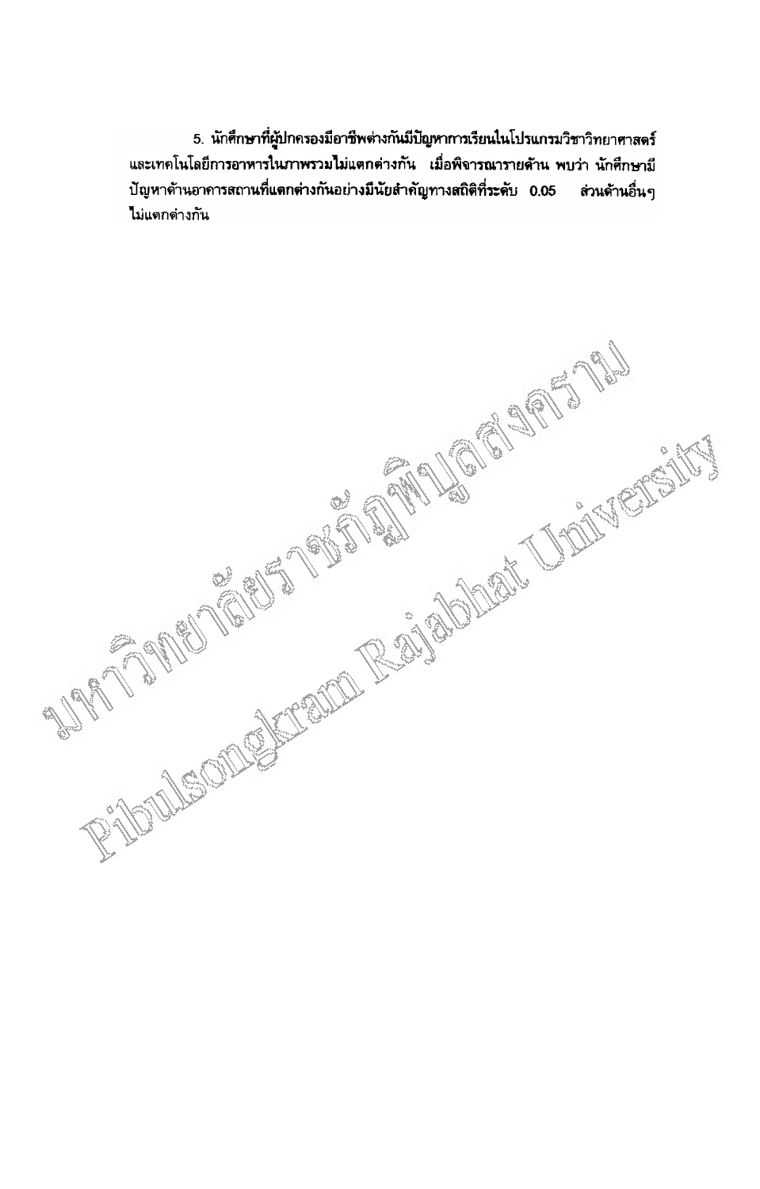5. นักศึกษาที่ผู้ปกครองมีอาชีพต่างกันมีปัญหาการเรียนในโปรแกรมวิชาวิทยาศาสตร์และเทคโนโลยีการอาหารในภาพรวมไม่แตกต่างกัน เมื่อพิจารณารายด้าน พบว่า นักศึกษามีปัญหาด้านอาคารสถานที่แตกต่างกันอย่างมีนัยสำคัญทางสถิติที่ระดับ 0.05 ส่วนด้านอื่นๆ ไม่แตกต่างกัน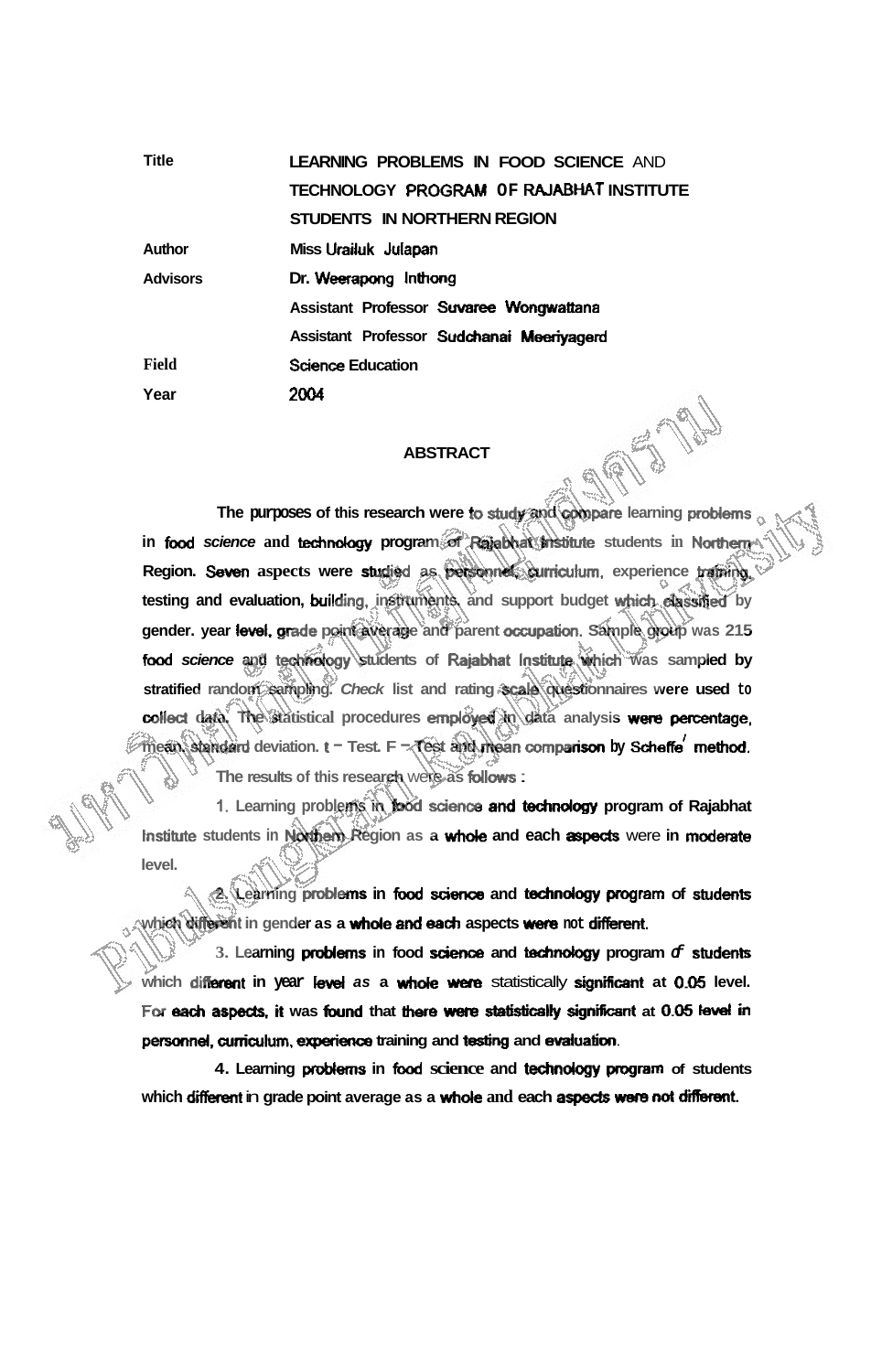| | |
|---|---|
| **Title** | **LEARNING PROBLEMS IN FOOD SCIENCE AND TECHNOLOGY PROGRAM OF RAJABHAT INSTITUTE STUDENTS IN NORTHERN REGION** |
| **Author** | Miss Urailuk Julapan |
| **Advisors** | Dr. Weerapong Inthong |
| | Assistant Professor Suvaree Wongwattana |
| | Assistant Professor Sudchanai Meeriyagerd |
| **Field** | Science Education |
| **Year** | 2004 |

## ABSTRACT

The purposes of this research were to study and compare learning problems in food science and technology program of Rajabhat Institute students in Northern Region. Seven aspects were studied as personnel, curriculum, experience training, testing and evaluation, building, instruments and support budget which classified by gender. year level, grade point average and parent occupation. Sample group was 215 food science and technology students of Rajabhat Institute which was sampled by stratified random sampling. Check list and rating scale questionnaires were used to collect data. The statistical procedures employed in data analysis were percentage, mean, standard deviation. t – Test. F – Test and mean comparison by Scheffe' method.

The results of this research were as follows :

1. Learning problems in food science and technology program of Rajabhat Institute students in Northern Region as a whole and each aspects were in moderate level.

2. Learning problems in food science and technology program of students which different in gender as a whole and each aspects were not different.

3. Learning problems in food science and technology program of students which different in year level as a whole were statistically significant at 0.05 level. For each aspects, it was found that there were statistically significant at 0.05 level in personnel, curriculum, experience training and testing and evaluation.

4. Learning problems in food science and technology program of students which different in grade point average as a whole and each aspects were not different.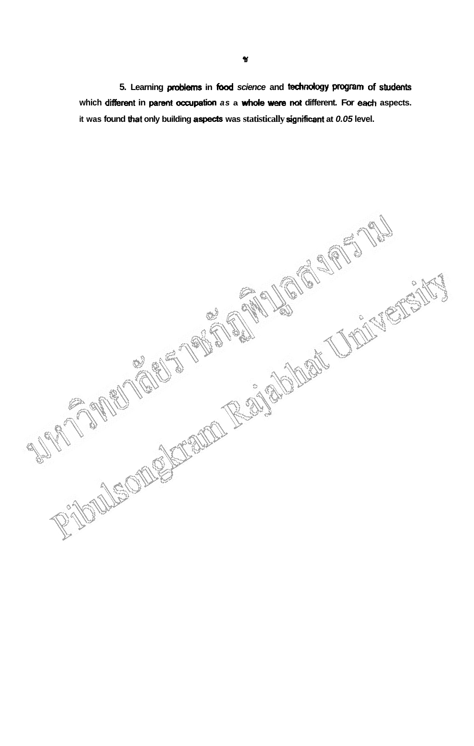5. Learning problems in food *science* and technology program of students which different in parent occupation *as* a whole were not different. For each aspects. it was found that only building aspects was statistically significant at *0.05* level.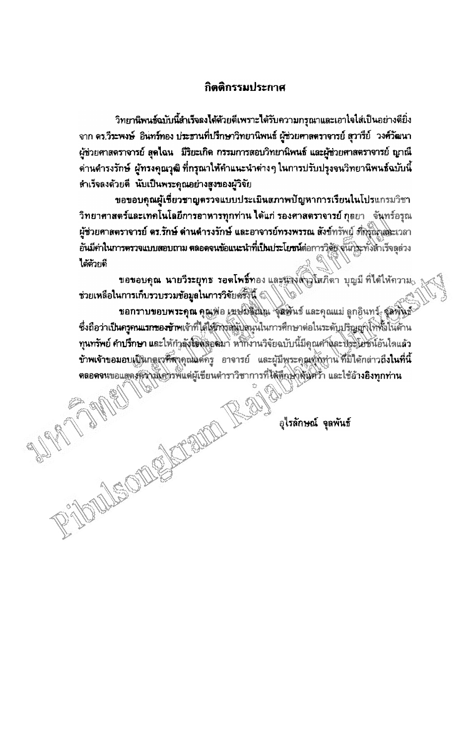# กิตติกรรมประกาศ

วิทยานิพนธ์ฉบับนี้สำเร็จลงได้ด้วยดีเพราะได้รับความกรุณาและเอาใจใส่เป็นอย่างดียิ่ง จาก ดร.วีระพงษ์ อินทร์ทอง ประธานที่ปรึกษาวิทยานิพนธ์ ผู้ช่วยศาสตราจารย์ สุวารีย์ วงศ์วัฒนา ผู้ช่วยศาสตราจารย์ สุดโฉน มีริยะเกิด กรรมการสอบวิทยานิพนธ์ และผู้ช่วยศาสตราจารย์ ญาณี ด่านดำรงรักษ์ ผู้ทรงคุณวุฒิ ที่กรุณาให้คำแนะนำต่างๆ ในการปรับปรุงจนวิทยานิพนธ์ฉบับนี้สำเร็จลงด้วยดี นับเป็นพระคุณอย่างสูงของผู้วิจัย

ขอขอบคุณผู้เชี่ยวชาญตรวจแบบประเมินสภาพปัญหาการเรียนในโปรแกรมวิชาวิทยาศาสตร์และเทคโนโลยีการอาหารทุกท่าน ได้แก่ รองศาสตราจารย์ กุลยา จันทร์อรุณ ผู้ช่วยศาสตราจารย์ ดร.รักษ์ ด่านดำรงรักษ์ และอาจารย์ทรงพรรณ สังข์ทรัพย์ ที่กรุณาสละเวลาอันมีค่าในการตรวจแบบสอบถาม ตลอดจนข้อแนะนำที่เป็นประโยชน์ต่อการวิจัย จนกระทั่งสำเร็จลุล่วงได้ด้วยดี

ขอขอบคุณ นายวีระยุทธ รอดโพธิ์ทอง และนางสาวโสภิดา บุญมี ที่ได้ให้ความช่วยเหลือในการเก็บรวบรวมข้อมูลในการวิจัยครั้งนี้

ขอกราบขอบพระคุณ คุณพ่อ เชษฐ์จินณ จุลพันธ์ และคุณแม่ ลูกอินทร์ จุลพันธ์ ซึ่งถือว่าเป็นครูคนแรกของข้าพเจ้าที่ได้ให้การสนับสนุนในการศึกษาต่อในระดับปริญญาโททั้งในด้านทุนทรัพย์ คำปรึกษา และให้กำลังใจตลอดมา หากงานวิจัยฉบับนี้มีคุณค่าและประโยชน์อันใดแล้ว ข้าพเจ้าขอมอบเป็นกตเวทิตาคุณแด่ครู อาจารย์ และผู้มีพระคุณทุกท่าน ที่มิได้กล่าวถึงในที่นี้ ตลอดจนขอแสดงความเคารพแด่ผู้เขียนตำราวิชาการที่ได้ศึกษาค้นคว้า และใช้อ้างอิงทุกท่าน

อุไรลักษณ์ จุลพันธ์